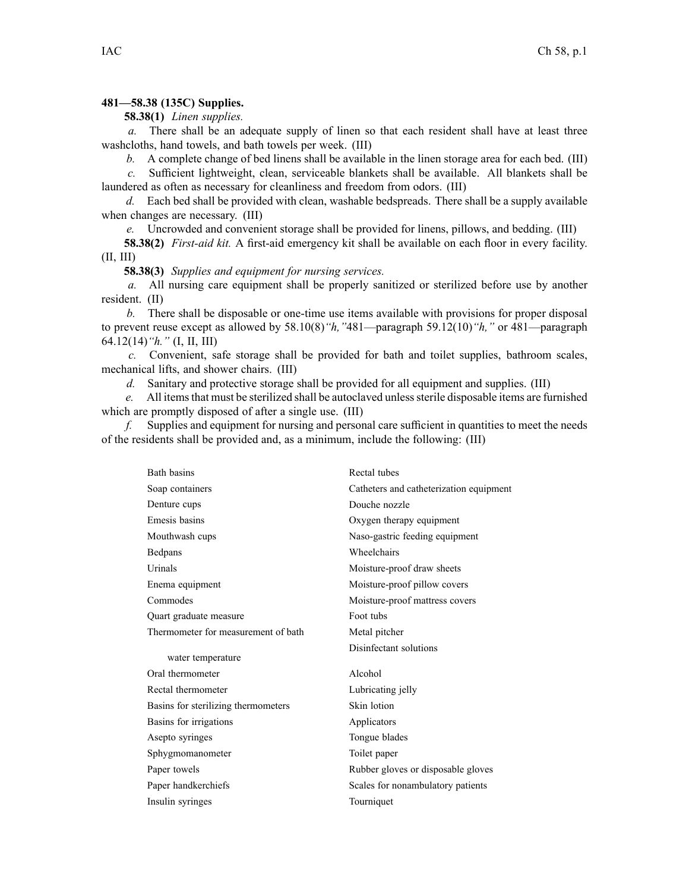**481—58.38 (135C) Supplies.**

**58.38(1)** *Linen supplies.*

*a.* There shall be an adequate supply of linen so that each resident shall have at least three washcloths, hand towels, and bath towels per week. (III)

*b.* A complete change of bed linens shall be available in the linen storage area for each bed. (III)

*c.* Sufficient lightweight, clean, serviceable blankets shall be available. All blankets shall be laundered as often as necessary for cleanliness and freedom from odors. (III)

*d.* Each bed shall be provided with clean, washable bedspreads. There shall be a supply available when changes are necessary. (III)

*e.* Uncrowded and convenient storage shall be provided for linens, pillows, and bedding. (III)

**58.38(2)** *First-aid kit.* A first-aid emergency kit shall be available on each floor in every facility. (II, III)

**58.38(3)** *Supplies and equipment for nursing services.*

*a.* All nursing care equipment shall be properly sanitized or sterilized before use by another resident. (II)

*b.* There shall be disposable or one-time use items available with provisions for proper disposal to prevent reuse except as allowed by 58.10(8)*"h,"*481—paragraph 59.12(10)*"h,"* or 481—paragraph 64.12(14)*"h."* (I, II, III)

*c.* Convenient, safe storage shall be provided for bath and toilet supplies, bathroom scales, mechanical lifts, and shower chairs. (III)

*d.* Sanitary and protective storage shall be provided for all equipment and supplies. (III)

*e.* All items that must be sterilized shall be autoclaved unless sterile disposable items are furnished which are promptly disposed of after a single use. (III)

*f.* Supplies and equipment for nursing and personal care sufficient in quantities to meet the needs of the residents shall be provided and, as a minimum, include the following: (III)

- Bath basins
- Soap containers
- Denture cups
- Emesis basins
- Mouthwash cups
- Bedpans
- Urinals
- Enema equipment
- Commodes
- Quart graduate measure
- Thermometer for measurement of bath water temperature
- Oral thermometer
- Rectal thermometer
- Basins for sterilizing thermometers
- Basins for irrigations
- Asepto syringes
- Sphygmomanometer
- Paper towels
- Paper handkerchiefs
- Insulin syringes
- Rectal tubes
- Catheters and catheterization equipment
- Douche nozzle
- Oxygen therapy equipment
- Naso-gastric feeding equipment
- Wheelchairs
- Moisture-proof draw sheets
- Moisture-proof pillow covers
- Moisture-proof mattress covers
- Foot tubs
- Metal pitcher
- Disinfectant solutions
- Alcohol
- Lubricating jelly
- Skin lotion
- Applicators
- Tongue blades
- Toilet paper
- Rubber gloves or disposable gloves
- Scales for nonambulatory patients
- Tourniquet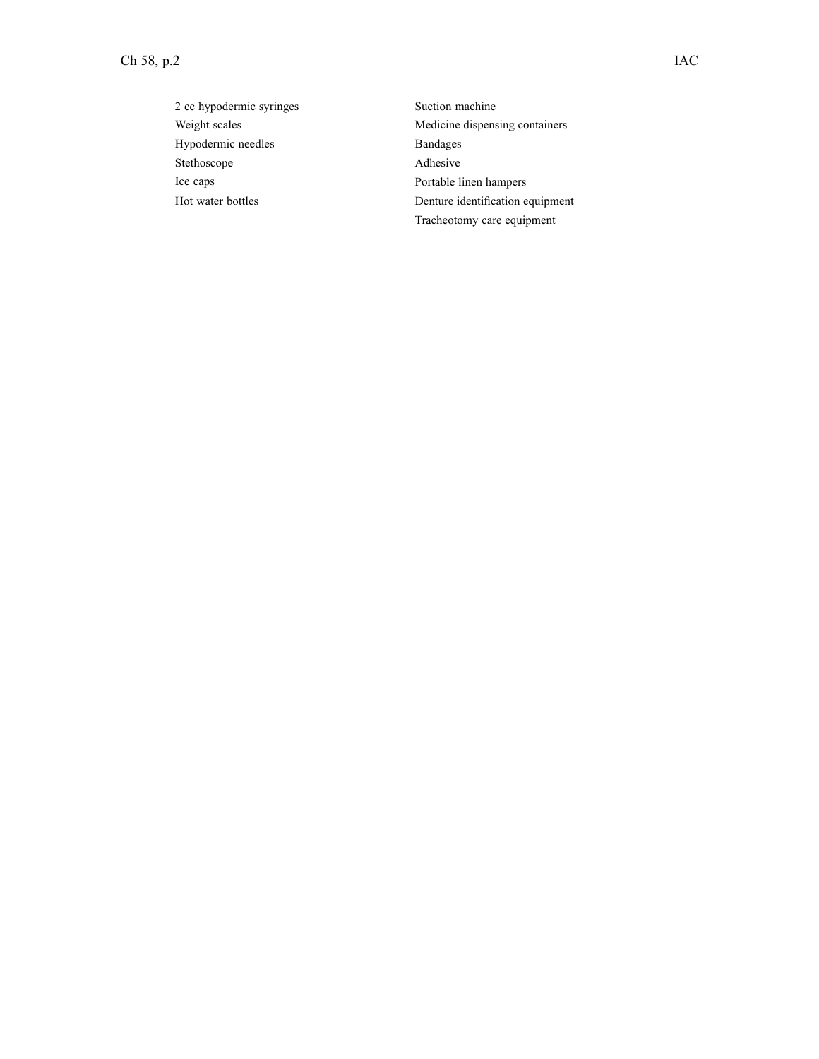2 cc hypodermic syringes

Weight scales

Hypodermic needles

Stethoscope

Ice caps

Hot water bottles

Suction machine

Medicine dispensing containers

Bandages

Adhesive

Portable linen hampers

Denture identification equipment

Tracheotomy care equipment